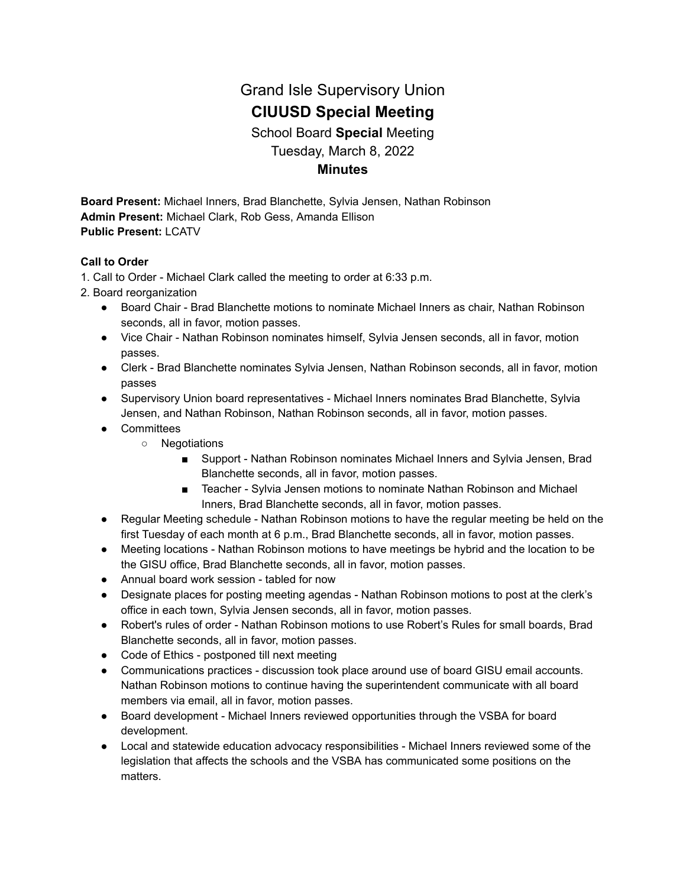# Grand Isle Supervisory Union

## CIUUSD Special Meeting

School Board **Special** Meeting

Tuesday, March 8, 2022

**Minutes**

**Board Present:** Michael Inners, Brad Blanchette, Sylvia Jensen, Nathan Robinson
**Admin Present:** Michael Clark, Rob Gess, Amanda Ellison
**Public Present:** LCATV

**Call to Order**

1. Call to Order - Michael Clark called the meeting to order at 6:33 p.m.
2. Board reorganization
   - Board Chair - Brad Blanchette motions to nominate Michael Inners as chair, Nathan Robinson seconds, all in favor, motion passes.
   - Vice Chair - Nathan Robinson nominates himself, Sylvia Jensen seconds, all in favor, motion passes.
   - Clerk - Brad Blanchette nominates Sylvia Jensen, Nathan Robinson seconds, all in favor, motion passes
   - Supervisory Union board representatives - Michael Inners nominates Brad Blanchette, Sylvia Jensen, and Nathan Robinson, Nathan Robinson seconds, all in favor, motion passes.
   - Committees
     - Negotiations
       - Support - Nathan Robinson nominates Michael Inners and Sylvia Jensen, Brad Blanchette seconds, all in favor, motion passes.
       - Teacher - Sylvia Jensen motions to nominate Nathan Robinson and Michael Inners, Brad Blanchette seconds, all in favor, motion passes.
   - Regular Meeting schedule - Nathan Robinson motions to have the regular meeting be held on the first Tuesday of each month at 6 p.m., Brad Blanchette seconds, all in favor, motion passes.
   - Meeting locations - Nathan Robinson motions to have meetings be hybrid and the location to be the GISU office, Brad Blanchette seconds, all in favor, motion passes.
   - Annual board work session - tabled for now
   - Designate places for posting meeting agendas - Nathan Robinson motions to post at the clerk's office in each town, Sylvia Jensen seconds, all in favor, motion passes.
   - Robert's rules of order - Nathan Robinson motions to use Robert's Rules for small boards, Brad Blanchette seconds, all in favor, motion passes.
   - Code of Ethics - postponed till next meeting
   - Communications practices - discussion took place around use of board GISU email accounts. Nathan Robinson motions to continue having the superintendent communicate with all board members via email, all in favor, motion passes.
   - Board development - Michael Inners reviewed opportunities through the VSBA for board development.
   - Local and statewide education advocacy responsibilities - Michael Inners reviewed some of the legislation that affects the schools and the VSBA has communicated some positions on the matters.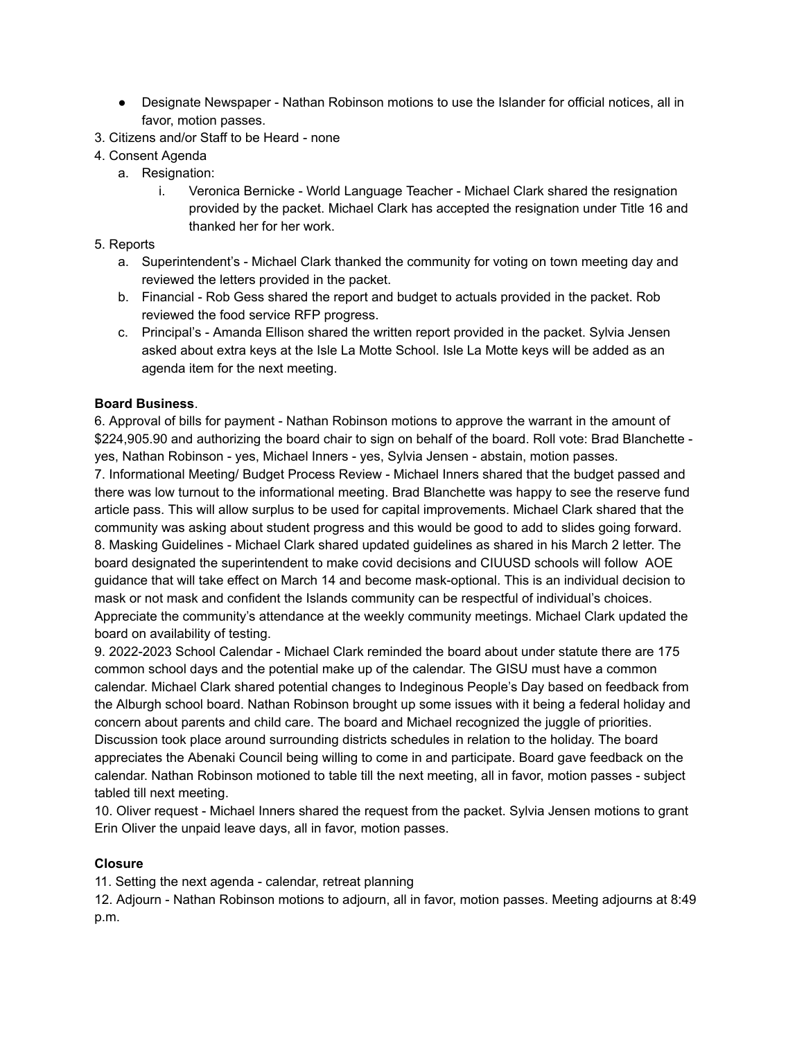- Designate Newspaper - Nathan Robinson motions to use the Islander for official notices, all in favor, motion passes.

3. Citizens and/or Staff to be Heard - none
4. Consent Agenda
   a. Resignation:
      i. Veronica Bernicke - World Language Teacher - Michael Clark shared the resignation provided by the packet. Michael Clark has accepted the resignation under Title 16 and thanked her for her work.
5. Reports
   a. Superintendent's - Michael Clark thanked the community for voting on town meeting day and reviewed the letters provided in the packet.
   b. Financial - Rob Gess shared the report and budget to actuals provided in the packet. Rob reviewed the food service RFP progress.
   c. Principal's - Amanda Ellison shared the written report provided in the packet. Sylvia Jensen asked about extra keys at the Isle La Motte School. Isle La Motte keys will be added as an agenda item for the next meeting.

**Board Business**.

6. Approval of bills for payment - Nathan Robinson motions to approve the warrant in the amount of $224,905.90 and authorizing the board chair to sign on behalf of the board. Roll vote: Brad Blanchette - yes, Nathan Robinson - yes, Michael Inners - yes, Sylvia Jensen - abstain, motion passes.
7. Informational Meeting/ Budget Process Review - Michael Inners shared that the budget passed and there was low turnout to the informational meeting. Brad Blanchette was happy to see the reserve fund article pass. This will allow surplus to be used for capital improvements. Michael Clark shared that the community was asking about student progress and this would be good to add to slides going forward.
8. Masking Guidelines - Michael Clark shared updated guidelines as shared in his March 2 letter. The board designated the superintendent to make covid decisions and CIUUSD schools will follow AOE guidance that will take effect on March 14 and become mask-optional. This is an individual decision to mask or not mask and confident the Islands community can be respectful of individual's choices. Appreciate the community's attendance at the weekly community meetings. Michael Clark updated the board on availability of testing.
9. 2022-2023 School Calendar - Michael Clark reminded the board about under statute there are 175 common school days and the potential make up of the calendar. The GISU must have a common calendar. Michael Clark shared potential changes to Indeginous People's Day based on feedback from the Alburgh school board. Nathan Robinson brought up some issues with it being a federal holiday and concern about parents and child care. The board and Michael recognized the juggle of priorities. Discussion took place around surrounding districts schedules in relation to the holiday. The board appreciates the Abenaki Council being willing to come in and participate. Board gave feedback on the calendar. Nathan Robinson motioned to table till the next meeting, all in favor, motion passes - subject tabled till next meeting.
10. Oliver request - Michael Inners shared the request from the packet. Sylvia Jensen motions to grant Erin Oliver the unpaid leave days, all in favor, motion passes.

**Closure**

11. Setting the next agenda - calendar, retreat planning
12. Adjourn - Nathan Robinson motions to adjourn, all in favor, motion passes. Meeting adjourns at 8:49 p.m.